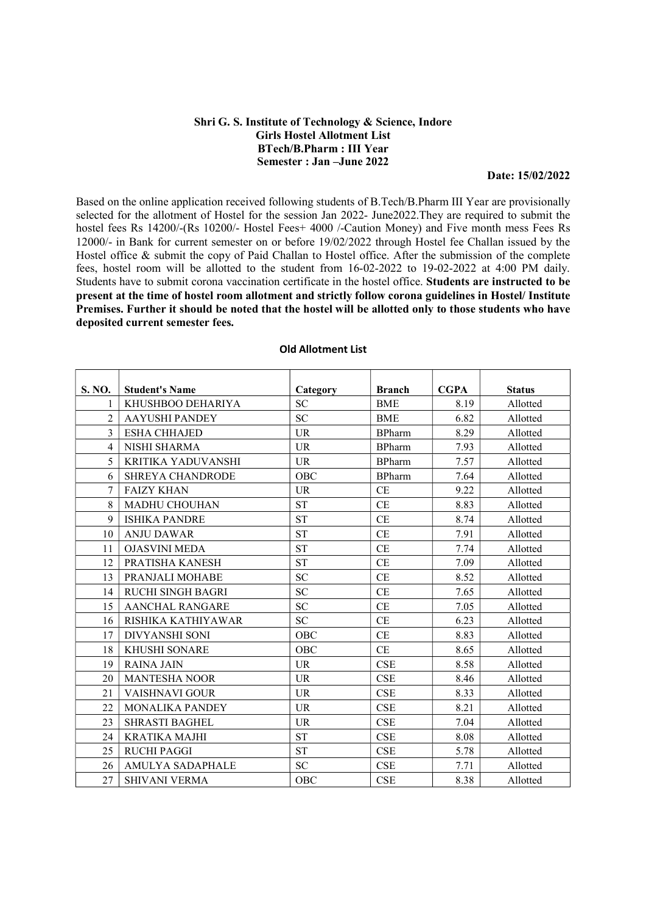**Shri G. S. Institute of Technology & Science, Indore**
**Girls Hostel Allotment List**
**BTech/B.Pharm : III Year**
**Semester : Jan –June 2022**

**Date: 15/02/2022**

Based on the online application received following students of B.Tech/B.Pharm III Year are provisionally selected for the allotment of Hostel for the session Jan 2022- June2022.They are required to submit the hostel fees Rs 14200/-(Rs 10200/- Hostel Fees+ 4000 /-Caution Money) and Five month mess Fees Rs 12000/- in Bank for current semester on or before 19/02/2022 through Hostel fee Challan issued by the Hostel office & submit the copy of Paid Challan to Hostel office. After the submission of the complete fees, hostel room will be allotted to the student from 16-02-2022 to 19-02-2022 at 4:00 PM daily. Students have to submit corona vaccination certificate in the hostel office. **Students are instructed to be present at the time of hostel room allotment and strictly follow corona guidelines in Hostel/ Institute Premises. Further it should be noted that the hostel will be allotted only to those students who have deposited current semester fees.**

**Old Allotment List**

| S. NO. | Student's Name | Category | Branch | CGPA | Status |
|---|---|---|---|---|---|
| 1 | KHUSHBOO DEHARIYA | SC | BME | 8.19 | Allotted |
| 2 | AAYUSHI PANDEY | SC | BME | 6.82 | Allotted |
| 3 | ESHA CHHAJED | UR | BPharm | 8.29 | Allotted |
| 4 | NISHI SHARMA | UR | BPharm | 7.93 | Allotted |
| 5 | KRITIKA YADUVANSHI | UR | BPharm | 7.57 | Allotted |
| 6 | SHREYA CHANDRODE | OBC | BPharm | 7.64 | Allotted |
| 7 | FAIZY KHAN | UR | CE | 9.22 | Allotted |
| 8 | MADHU CHOUHAN | ST | CE | 8.83 | Allotted |
| 9 | ISHIKA PANDRE | ST | CE | 8.74 | Allotted |
| 10 | ANJU DAWAR | ST | CE | 7.91 | Allotted |
| 11 | OJASVINI MEDA | ST | CE | 7.74 | Allotted |
| 12 | PRATISHA KANESH | ST | CE | 7.09 | Allotted |
| 13 | PRANJALI MOHABE | SC | CE | 8.52 | Allotted |
| 14 | RUCHI SINGH BAGRI | SC | CE | 7.65 | Allotted |
| 15 | AANCHAL RANGARE | SC | CE | 7.05 | Allotted |
| 16 | RISHIKA KATHIYAWAR | SC | CE | 6.23 | Allotted |
| 17 | DIVYANSHI SONI | OBC | CE | 8.83 | Allotted |
| 18 | KHUSHI SONARE | OBC | CE | 8.65 | Allotted |
| 19 | RAINA JAIN | UR | CSE | 8.58 | Allotted |
| 20 | MANTESHA NOOR | UR | CSE | 8.46 | Allotted |
| 21 | VAISHNAVI GOUR | UR | CSE | 8.33 | Allotted |
| 22 | MONALIKA PANDEY | UR | CSE | 8.21 | Allotted |
| 23 | SHRASTI BAGHEL | UR | CSE | 7.04 | Allotted |
| 24 | KRATIKA MAJHI | ST | CSE | 8.08 | Allotted |
| 25 | RUCHI PAGGI | ST | CSE | 5.78 | Allotted |
| 26 | AMULYA SADAPHALE | SC | CSE | 7.71 | Allotted |
| 27 | SHIVANI VERMA | OBC | CSE | 8.38 | Allotted |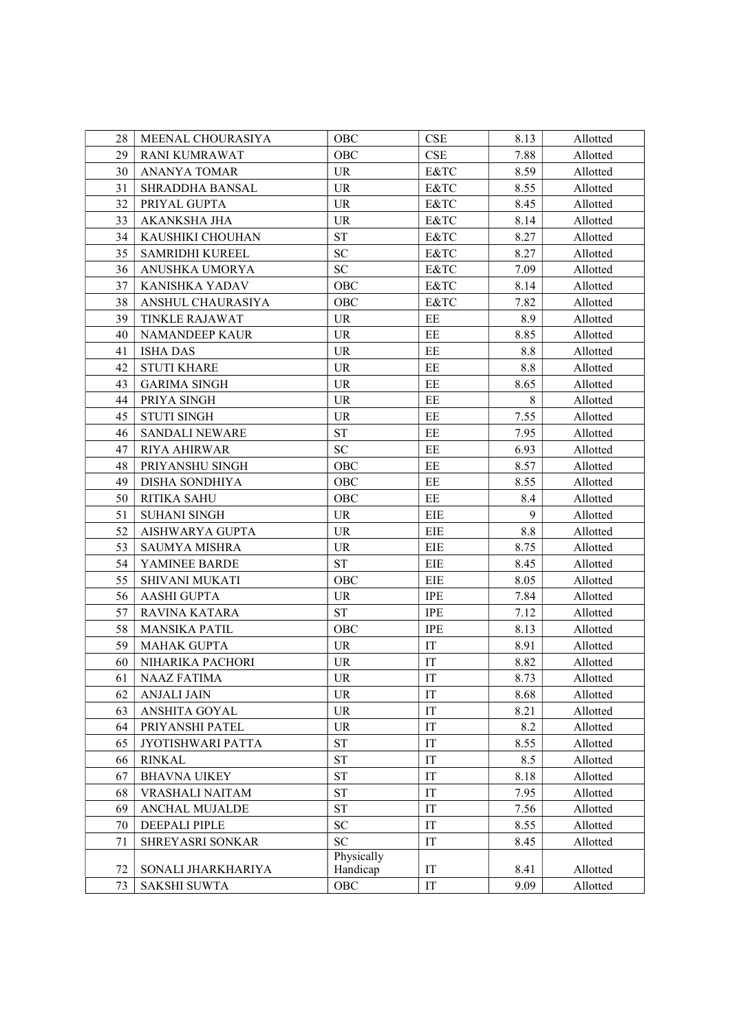| | | | | | |
|---|---|---|---|---|---|
| 28 | MEENAL CHOURASIYA | OBC | CSE | 8.13 | Allotted |
| 29 | RANI KUMRAWAT | OBC | CSE | 7.88 | Allotted |
| 30 | ANANYA TOMAR | UR | E&TC | 8.59 | Allotted |
| 31 | SHRADDHA BANSAL | UR | E&TC | 8.55 | Allotted |
| 32 | PRIYAL GUPTA | UR | E&TC | 8.45 | Allotted |
| 33 | AKANKSHA JHA | UR | E&TC | 8.14 | Allotted |
| 34 | KAUSHIKI CHOUHAN | ST | E&TC | 8.27 | Allotted |
| 35 | SAMRIDHI KUREEL | SC | E&TC | 8.27 | Allotted |
| 36 | ANUSHKA UMORYA | SC | E&TC | 7.09 | Allotted |
| 37 | KANISHKA YADAV | OBC | E&TC | 8.14 | Allotted |
| 38 | ANSHUL CHAURASIYA | OBC | E&TC | 7.82 | Allotted |
| 39 | TINKLE RAJAWAT | UR | EE | 8.9 | Allotted |
| 40 | NAMANDEEP KAUR | UR | EE | 8.85 | Allotted |
| 41 | ISHA DAS | UR | EE | 8.8 | Allotted |
| 42 | STUTI KHARE | UR | EE | 8.8 | Allotted |
| 43 | GARIMA SINGH | UR | EE | 8.65 | Allotted |
| 44 | PRIYA SINGH | UR | EE | 8 | Allotted |
| 45 | STUTI SINGH | UR | EE | 7.55 | Allotted |
| 46 | SANDALI NEWARE | ST | EE | 7.95 | Allotted |
| 47 | RIYA AHIRWAR | SC | EE | 6.93 | Allotted |
| 48 | PRIYANSHU SINGH | OBC | EE | 8.57 | Allotted |
| 49 | DISHA SONDHIYA | OBC | EE | 8.55 | Allotted |
| 50 | RITIKA SAHU | OBC | EE | 8.4 | Allotted |
| 51 | SUHANI SINGH | UR | EIE | 9 | Allotted |
| 52 | AISHWARYA GUPTA | UR | EIE | 8.8 | Allotted |
| 53 | SAUMYA MISHRA | UR | EIE | 8.75 | Allotted |
| 54 | YAMINEE BARDE | ST | EIE | 8.45 | Allotted |
| 55 | SHIVANI MUKATI | OBC | EIE | 8.05 | Allotted |
| 56 | AASHI GUPTA | UR | IPE | 7.84 | Allotted |
| 57 | RAVINA KATARA | ST | IPE | 7.12 | Allotted |
| 58 | MANSIKA PATIL | OBC | IPE | 8.13 | Allotted |
| 59 | MAHAK GUPTA | UR | IT | 8.91 | Allotted |
| 60 | NIHARIKA PACHORI | UR | IT | 8.82 | Allotted |
| 61 | NAAZ FATIMA | UR | IT | 8.73 | Allotted |
| 62 | ANJALI JAIN | UR | IT | 8.68 | Allotted |
| 63 | ANSHITA GOYAL | UR | IT | 8.21 | Allotted |
| 64 | PRIYANSHI PATEL | UR | IT | 8.2 | Allotted |
| 65 | JYOTISHWARI PATTA | ST | IT | 8.55 | Allotted |
| 66 | RINKAL | ST | IT | 8.5 | Allotted |
| 67 | BHAVNA UIKEY | ST | IT | 8.18 | Allotted |
| 68 | VRASHALI NAITAM | ST | IT | 7.95 | Allotted |
| 69 | ANCHAL MUJALDE | ST | IT | 7.56 | Allotted |
| 70 | DEEPALI PIPLE | SC | IT | 8.55 | Allotted |
| 71 | SHREYASRI SONKAR | SC | IT | 8.45 | Allotted |
| 72 | SONALI JHARKHARIYA | Physically Handicap | IT | 8.41 | Allotted |
| 73 | SAKSHI SUWTA | OBC | IT | 9.09 | Allotted |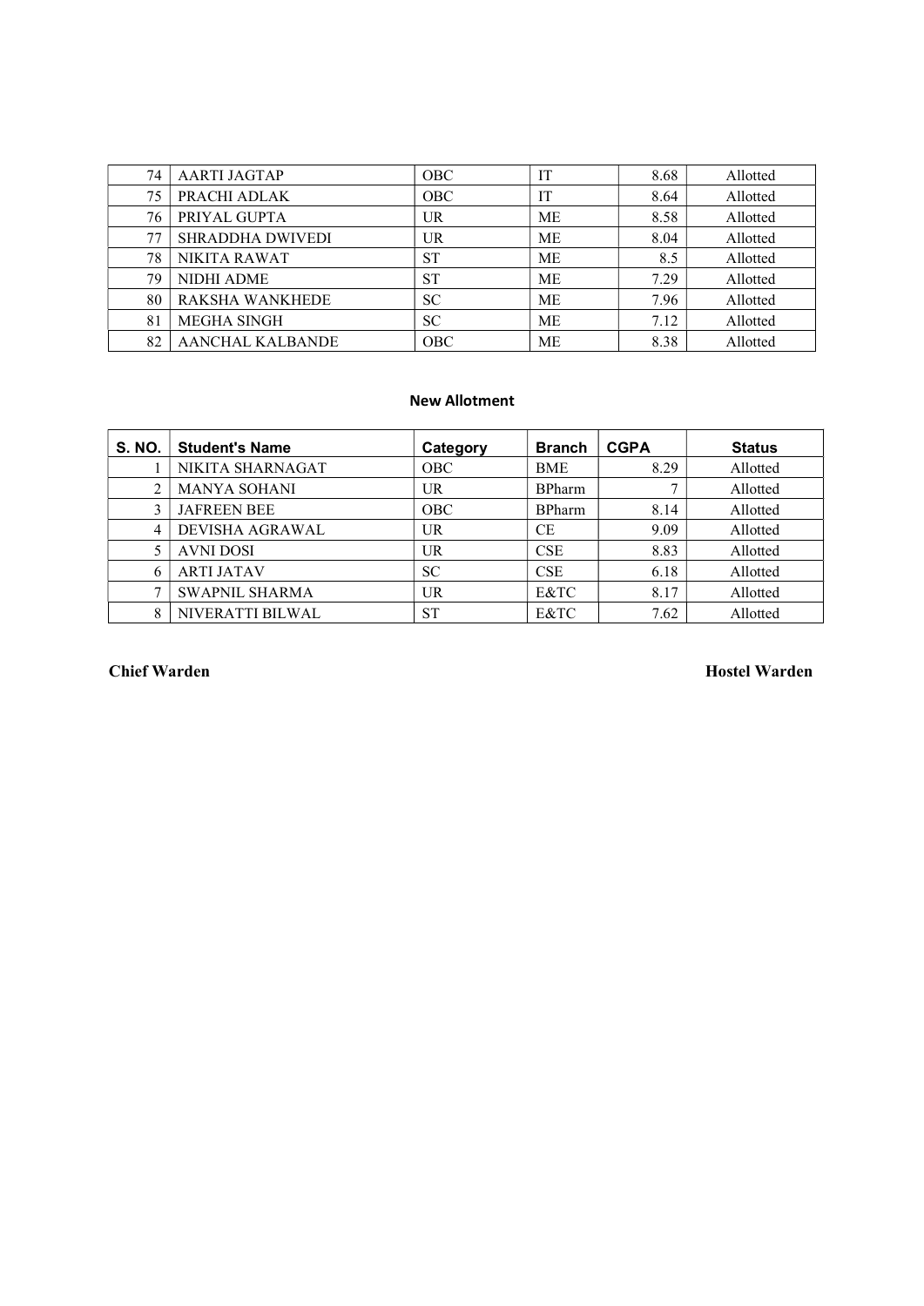| | | | | | |
|---|---|---|---|---|---|
| 74 | AARTI JAGTAP | OBC | IT | 8.68 | Allotted |
| 75 | PRACHI ADLAK | OBC | IT | 8.64 | Allotted |
| 76 | PRIYAL GUPTA | UR | ME | 8.58 | Allotted |
| 77 | SHRADDHA DWIVEDI | UR | ME | 8.04 | Allotted |
| 78 | NIKITA RAWAT | ST | ME | 8.5 | Allotted |
| 79 | NIDHI ADME | ST | ME | 7.29 | Allotted |
| 80 | RAKSHA WANKHEDE | SC | ME | 7.96 | Allotted |
| 81 | MEGHA SINGH | SC | ME | 7.12 | Allotted |
| 82 | AANCHAL KALBANDE | OBC | ME | 8.38 | Allotted |

**New Allotment**

| S. NO. | Student's Name | Category | Branch | CGPA | Status |
|---|---|---|---|---|---|
| 1 | NIKITA SHARNAGAT | OBC | BME | 8.29 | Allotted |
| 2 | MANYA SOHANI | UR | BPharm | 7 | Allotted |
| 3 | JAFREEN BEE | OBC | BPharm | 8.14 | Allotted |
| 4 | DEVISHA AGRAWAL | UR | CE | 9.09 | Allotted |
| 5 | AVNI DOSI | UR | CSE | 8.83 | Allotted |
| 6 | ARTI JATAV | SC | CSE | 6.18 | Allotted |
| 7 | SWAPNIL SHARMA | UR | E&TC | 8.17 | Allotted |
| 8 | NIVERATTI BILWAL | ST | E&TC | 7.62 | Allotted |

**Chief Warden** **Hostel Warden**